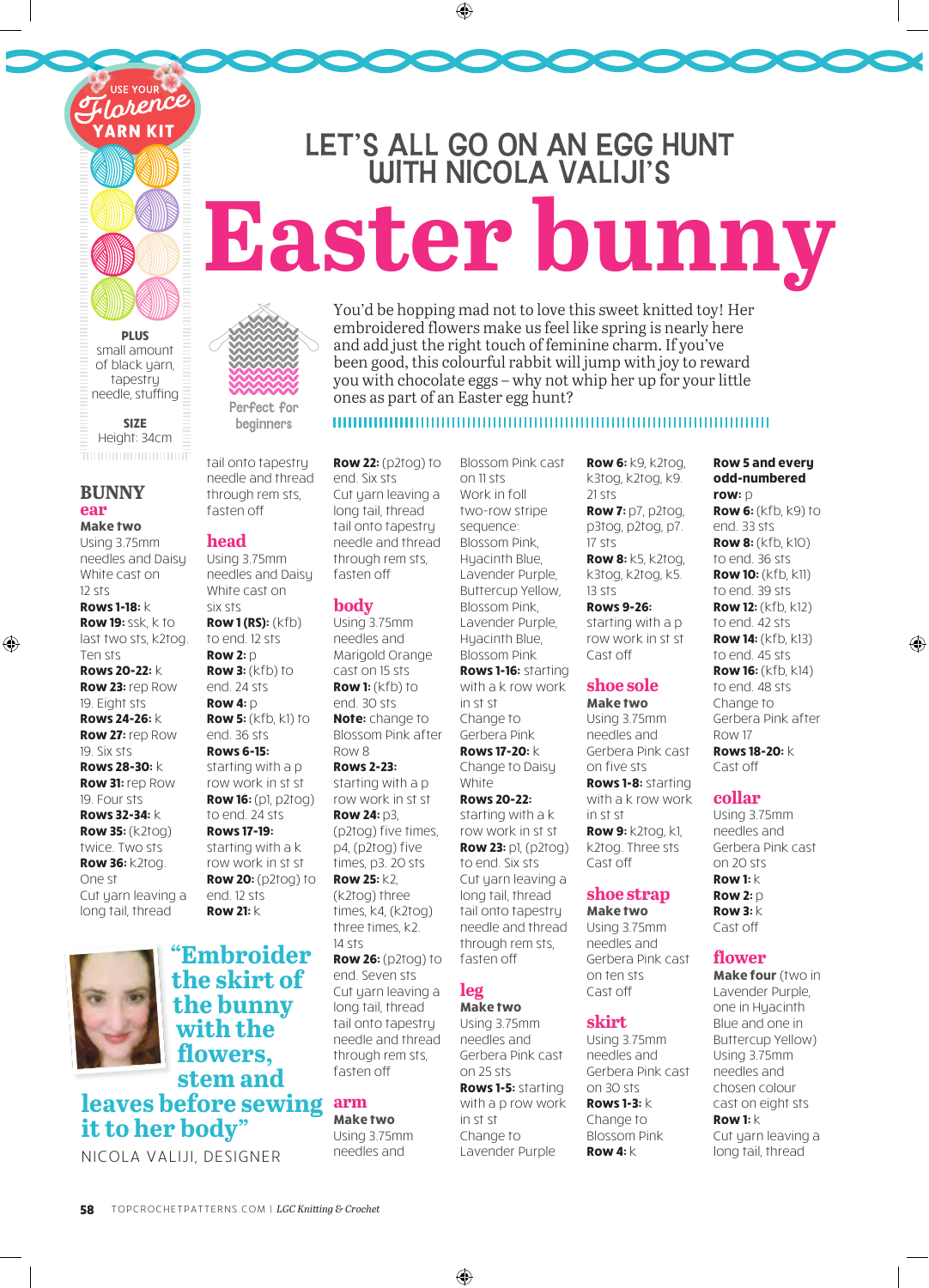USE YOUR Florence YARN KIT

PLUS small amount of black yarn, tapestry needle, stuffing

SIZE Height: 34cm

# LET'S ALL GO ON AN EGG HUNT WITH NICOLA VALIJI'S

# Easter bunny

Perfect for beginners

You'd be hopping mad not to love this sweet knitted toy! Her embroidered flowers make us feel like spring is nearly here and add just the right touch of feminine charm. If you've been good, this colourful rabbit will jump with joy to reward you with chocolate eggs – why not whip her up for your little ones as part of an Easter egg hunt?

## BUNNY

### ear

**Make two**

Using 3.75mm needles and Daisy White cast on 12 sts

**Rows 1-18:** k

**Row 19:** ssk, k to last two sts, k2tog. Ten sts

**Rows 20-22:** k

**Row 23:** rep Row 19. Eight sts

**Rows 24-26:** k

**Row 27:** rep Row 19. Six sts

**Rows 28-30:** k

**Row 31:** rep Row 19. Four sts

**Rows 32-34:** k

**Row 35:** (k2tog) twice. Two sts

**Row 36:** k2tog. One st

Cut yarn leaving a long tail, thread tail onto tapestry needle and thread through rem sts, fasten off

### head

Using 3.75mm needles and Daisy White cast on six sts

**Row 1 (RS):** (kfb) to end. 12 sts

**Row 2:** p

**Row 3:** (kfb) to end. 24 sts

**Row 4:** p

**Row 5:** (kfb, k1) to end. 36 sts

**Rows 6-15:** starting with a p row work in st st

**Row 16:** (p1, p2tog) to end. 24 sts

**Rows 17-19:** starting with a k row work in st st

**Row 20:** (p2tog) to end. 12 sts

**Row 21:** k

**Row 22:** (p2tog) to end. Six sts

Cut yarn leaving a long tail, thread tail onto tapestry needle and thread through rem sts, fasten off

### body

Using 3.75mm needles and Marigold Orange cast on 15 sts

**Row 1:** (kfb) to end. 30 sts

**Note:** change to Blossom Pink after Row 8

**Rows 2-23:** starting with a p row work in st st

**Row 24:** p3, (p2tog) five times, p4, (p2tog) five times, p3. 20 sts

**Row 25:** k2, (k2tog) three times, k4, (k2tog) three times, k2. 14 sts

**Row 26:** (p2tog) to end. Seven sts

Cut yarn leaving a long tail, thread tail onto tapestry needle and thread through rem sts, fasten off

### arm

**Make two**

Using 3.75mm needles and Blossom Pink cast on 11 sts

Work in foll two-row stripe sequence: Blossom Pink, Hyacinth Blue, Lavender Purple, Buttercup Yellow, Blossom Pink, Lavender Purple, Hyacinth Blue, Blossom Pink

**Rows 1-16:** starting with a k row work in st st

Change to Gerbera Pink

**Rows 17-20:** k

Change to Daisy White

**Rows 20-22:** starting with a k row work in st st

**Row 23:** p1, (p2tog) to end. Six sts

Cut yarn leaving a long tail, thread tail onto tapestry needle and thread through rem sts, fasten off

### leg

**Make two**

Using 3.75mm needles and Gerbera Pink cast on 25 sts

**Rows 1-5:** starting with a p row work in st st

Change to Lavender Purple

**Row 6:** k9, k2tog, k3tog, k2tog, k9. 21 sts

**Row 7:** p7, p2tog, p3tog, p2tog, p7. 17 sts

**Row 8:** k5, k2tog, k3tog, k2tog, k5. 13 sts

**Rows 9-26:** starting with a p row work in st st

Cast off

### shoe sole

**Make two**

Using 3.75mm needles and Gerbera Pink cast on five sts

**Rows 1-8:** starting with a k row work in st st

**Row 9:** k2tog, k1, k2tog. Three sts

Cast off

### shoe strap

**Make two**

Using 3.75mm needles and Gerbera Pink cast on ten sts

Cast off

### skirt

Using 3.75mm needles and Gerbera Pink cast on 30 sts

**Rows 1-3:** k

Change to Blossom Pink

**Row 4:** k

**Row 5 and every odd-numbered row:** p

**Row 6:** (kfb, k9) to end. 33 sts

**Row 8:** (kfb, k10) to end. 36 sts

**Row 10:** (kfb, k11) to end. 39 sts

**Row 12:** (kfb, k12) to end. 42 sts

**Row 14:** (kfb, k13) to end. 45 sts

**Row 16:** (kfb, k14) to end. 48 sts

Change to Gerbera Pink after Row 17

**Rows 18-20:** k

Cast off

### collar

Using 3.75mm needles and Gerbera Pink cast on 20 sts

**Row 1:** k

**Row 2:** p

**Row 3:** k

Cast off

### flower

**Make four** (two in Lavender Purple, one in Hyacinth Blue and one in Buttercup Yellow)

Using 3.75mm needles and chosen colour cast on eight sts

**Row 1:** k

Cut yarn leaving a long tail, thread

> "Embroider the skirt of the bunny with the flowers, stem and leaves before sewing it to her body"
>
> NICOLA VALIJI, DESIGNER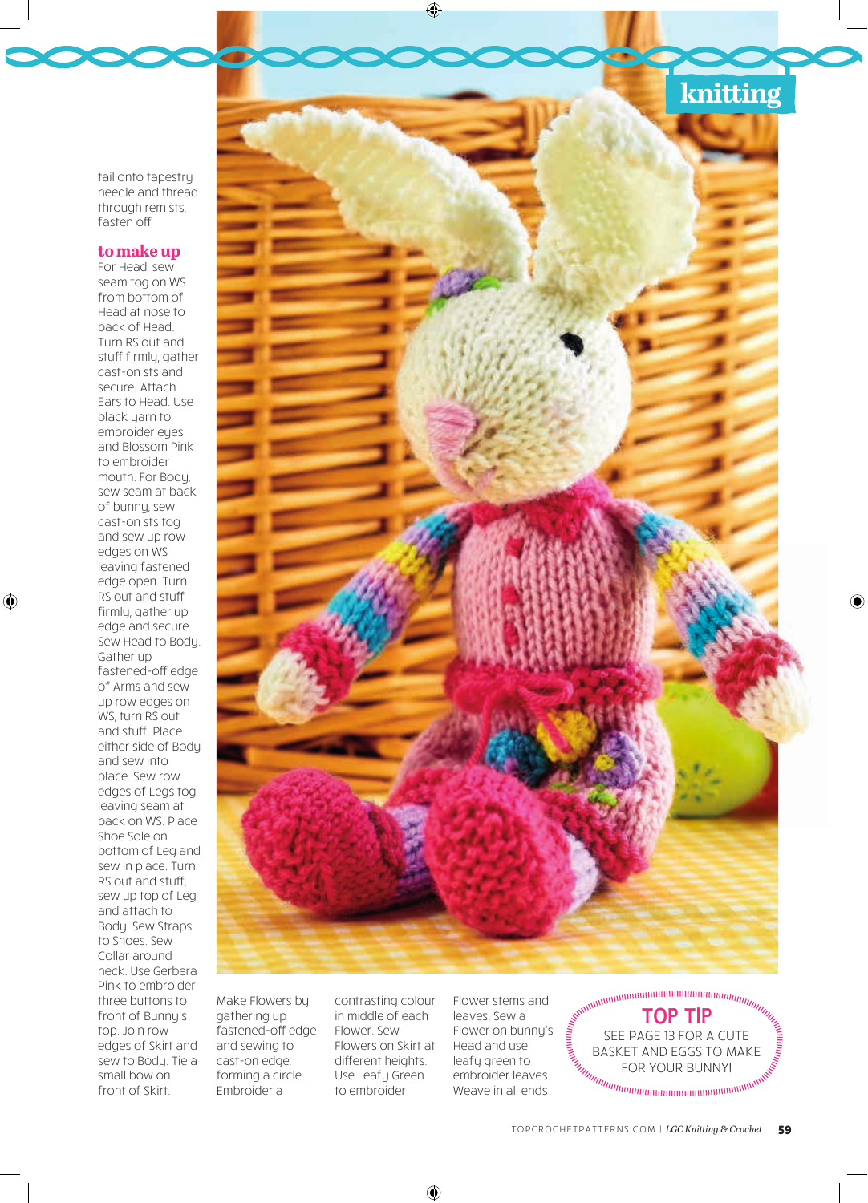tail onto tapestry needle and thread through rem sts, fasten off

## to make up

For Head, sew seam tog on WS from bottom of Head at nose to back of Head. Turn RS out and stuff firmly, gather cast-on sts and secure. Attach Ears to Head. Use black yarn to embroider eyes and Blossom Pink to embroider mouth. For Body, sew seam at back of bunny, sew cast-on sts tog and sew up row edges on WS leaving fastened edge open. Turn RS out and stuff firmly, gather up edge and secure. Sew Head to Body. Gather up fastened-off edge of Arms and sew up row edges on WS, turn RS out and stuff. Place either side of Body and sew into place. Sew row edges of Legs tog leaving seam at back on WS. Place Shoe Sole on bottom of Leg and sew in place. Turn RS out and stuff, sew up top of Leg and attach to Body. Sew Straps to Shoes. Sew Collar around neck. Use Gerbera Pink to embroider three buttons to front of Bunny's top. Join row edges of Skirt and sew to Body. Tie a small bow on front of Skirt. Make Flowers by gathering up fastened-off edge and sewing to cast-on edge, forming a circle. Embroider a contrasting colour in middle of each Flower. Sew Flowers on Skirt at different heights. Use Leafy Green to embroider Flower stems and leaves. Sew a Flower on bunny's Head and use leafy green to embroider leaves. Weave in all ends

**TOP TIP**

SEE PAGE 13 FOR A CUTE BASKET AND EGGS TO MAKE FOR YOUR BUNNY!